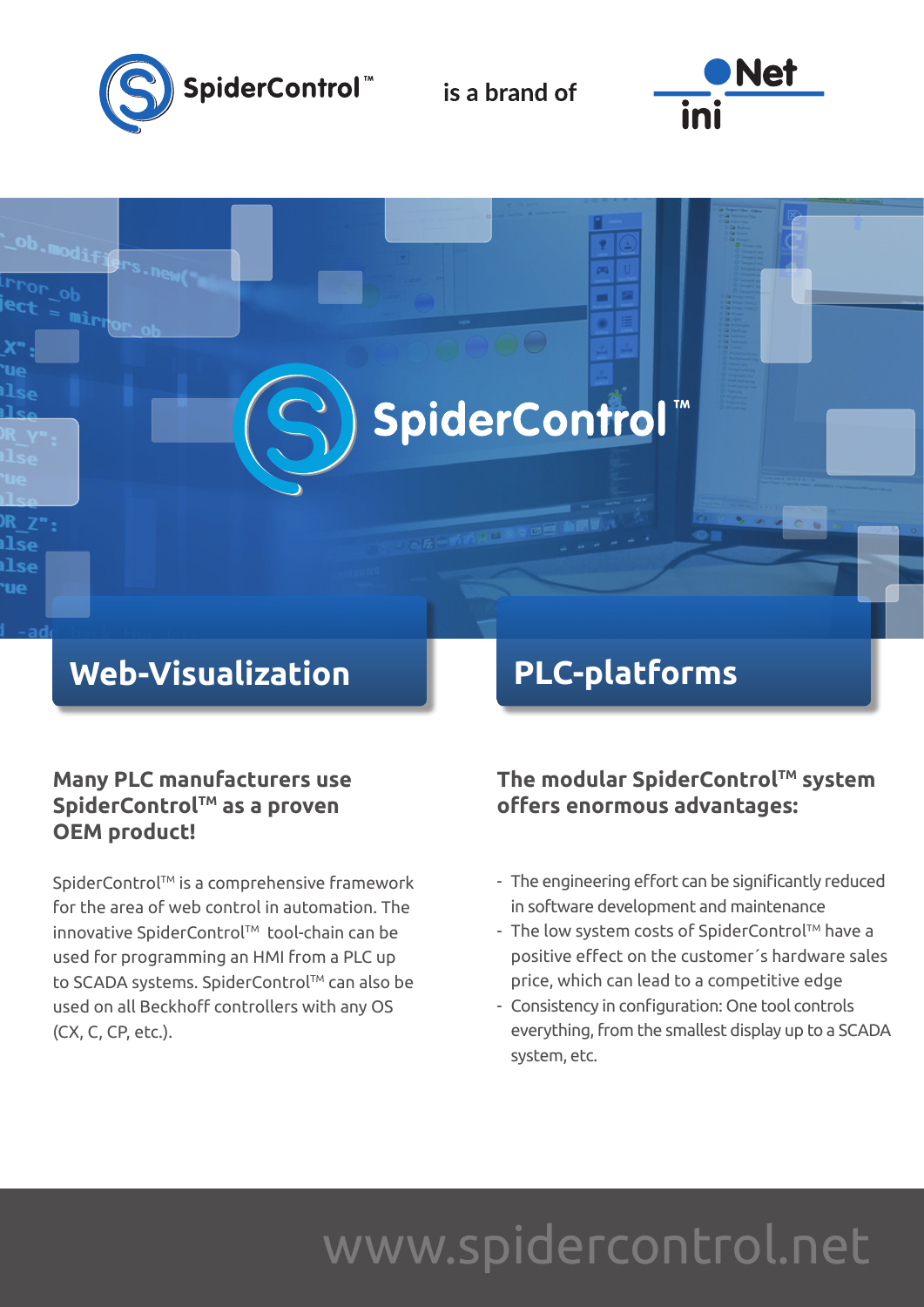SpiderControl™ is a brand of iniNet

# SpiderControl™

## Web-Visualization

### Many PLC manufacturers use SpiderControl™ as a proven OEM product!

SpiderControl™ is a comprehensive framework for the area of web control in automation. The innovative SpiderControl™ tool-chain can be used for programming an HMI from a PLC up to SCADA systems. SpiderControl™ can also be used on all Beckhoff controllers with any OS (CX, C, CP, etc.).

## PLC-platforms

### The modular SpiderControl™ system offers enormous advantages:

- The engineering effort can be significantly reduced in software development and maintenance
- The low system costs of SpiderControl™ have a positive effect on the customer´s hardware sales price, which can lead to a competitive edge
- Consistency in configuration: One tool controls everything, from the smallest display up to a SCADA system, etc.

www.spidercontrol.net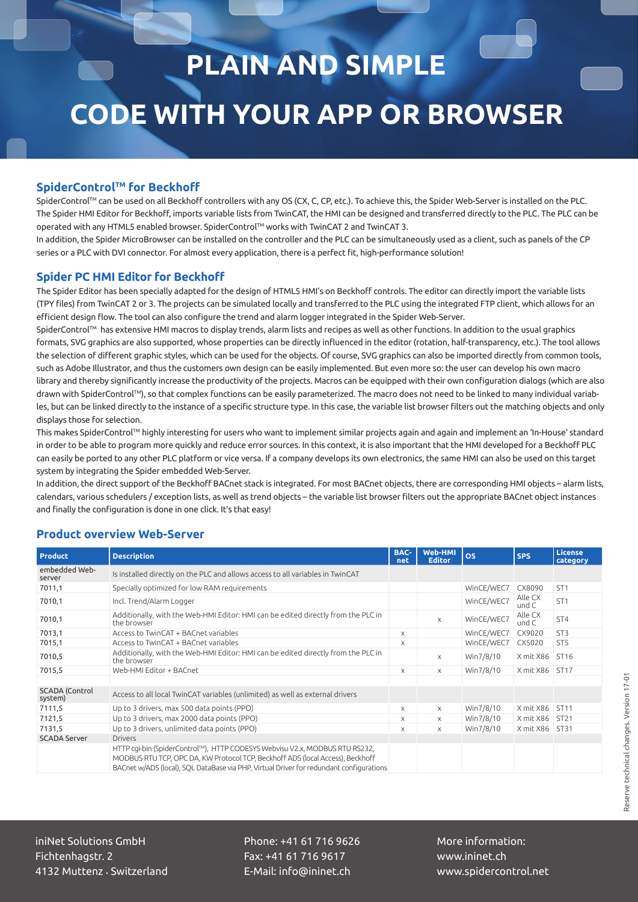# PLAIN AND SIMPLE

# CODE WITH YOUR APP OR BROWSER

## SpiderControl™ for Beckhoff

SpiderControl™ can be used on all Beckhoff controllers with any OS (CX, C, CP, etc.). To achieve this, the Spider Web-Server is installed on the PLC. The Spider HMI Editor for Beckhoff, imports variable lists from TwinCAT, the HMI can be designed and transferred directly to the PLC. The PLC can be operated with any HTML5 enabled browser. SpiderControl™ works with TwinCAT 2 and TwinCAT 3.

In addition, the Spider MicroBrowser can be installed on the controller and the PLC can be simultaneously used as a client, such as panels of the CP series or a PLC with DVI connector. For almost every application, there is a perfect fit, high-performance solution!

## Spider PC HMI Editor for Beckhoff

The Spider Editor has been specially adapted for the design of HTML5 HMI's on Beckhoff controls. The editor can directly import the variable lists (TPY files) from TwinCAT 2 or 3. The projects can be simulated locally and transferred to the PLC using the integrated FTP client, which allows for an efficient design flow. The tool can also configure the trend and alarm logger integrated in the Spider Web-Server.

SpiderControl™ has extensive HMI macros to display trends, alarm lists and recipes as well as other functions. In addition to the usual graphics formats, SVG graphics are also supported, whose properties can be directly influenced in the editor (rotation, half-transparency, etc.). The tool allows the selection of different graphic styles, which can be used for the objects. Of course, SVG graphics can also be imported directly from common tools, such as Adobe Illustrator, and thus the customers own design can be easily implemented. But even more so: the user can develop his own macro library and thereby significantly increase the productivity of the projects. Macros can be equipped with their own configuration dialogs (which are also drawn with SpiderControl™), so that complex functions can be easily parameterized. The macro does not need to be linked to many individual variables, but can be linked directly to the instance of a specific structure type. In this case, the variable list browser filters out the matching objects and only displays those for selection.

This makes SpiderControl™ highly interesting for users who want to implement similar projects again and again and implement an 'In-House' standard in order to be able to program more quickly and reduce error sources. In this context, it is also important that the HMI developed for a Beckhoff PLC can easily be ported to any other PLC platform or vice versa. If a company develops its own electronics, the same HMI can also be used on this target system by integrating the Spider embedded Web-Server.

In addition, the direct support of the Beckhoff BACnet stack is integrated. For most BACnet objects, there are corresponding HMI objects – alarm lists, calendars, various schedulers / exception lists, as well as trend objects – the variable list browser filters out the appropriate BACnet object instances and finally the configuration is done in one click. It's that easy!

## Product overview Web-Server

| Product | Description | BAC-net | Web-HMI Editor | OS | SPS | License category |
|---|---|---|---|---|---|---|
| embedded Web-server | Is installed directly on the PLC and allows access to all variables in TwinCAT | | | | | |
| 7011,1 | Specially optimized for low RAM requirements | | | WinCE/WEC7 | CX8090 | ST1 |
| 7010,1 | Incl. Trend/Alarm Logger | | | WinCE/WEC7 | Alle CX und C | ST1 |
| 7010,1 | Additionally, with the Web-HMI Editor: HMI can be edited directly from the PLC in the browser | | x | WinCE/WEC7 | Alle CX und C | ST4 |
| 7013,1 | Access to TwinCAT + BACnet variables | x | | WinCE/WEC7 | CX9020 | ST3 |
| 7015,1 | Access to TwinCAT + BACnet variables | x | | WinCE/WEC7 | CX5020 | ST5 |
| 7010,5 | Additionally, with the Web-HMI Editor: HMI can be edited directly from the PLC in the browser | | x | Win7/8/10 | X mit X86 | ST16 |
| 7015,5 | Web-HMI Editor + BACnet | x | x | Win7/8/10 | X mit X86 | ST17 |
| | | | | | | |
| SCADA (Control system) | Access to all local TwinCAT variables (unlimited) as well as external drivers | | | | | |
| 7111,5 | Up to 3 drivers, max 500 data points (PPO) | x | x | Win7/8/10 | X mit X86 | ST11 |
| 7121,5 | Up to 3 drivers, max 2000 data points (PPO) | x | x | Win7/8/10 | X mit X86 | ST21 |
| 7131,5 | Up to 3 drivers, unlimited data points (PPO) | x | x | Win7/8/10 | X mit X86 | ST31 |
| SCADA Server | Drivers | | | | | |
| | HTTP cgi-bin (SpiderControl™), HTTP CODESYS Webvisu V2.x, MODBUS RTU RS232, MODBUS RTU TCP, OPC DA, KW Protocol TCP, Beckhoff ADS (local Access), Beckhoff BACnet w/ADS (local), SQL DataBase via PHP, Virtual Driver for redundant configurations | | | | | |

Reserve technical changes. Version 17-01

iniNet Solutions GmbH
Fichtenhagstr. 2
4132 Muttenz · Switzerland

Phone: +41 61 716 9626
Fax: +41 61 716 9617
E-Mail: info@ininet.ch

More information:
www.ininet.ch
www.spidercontrol.net